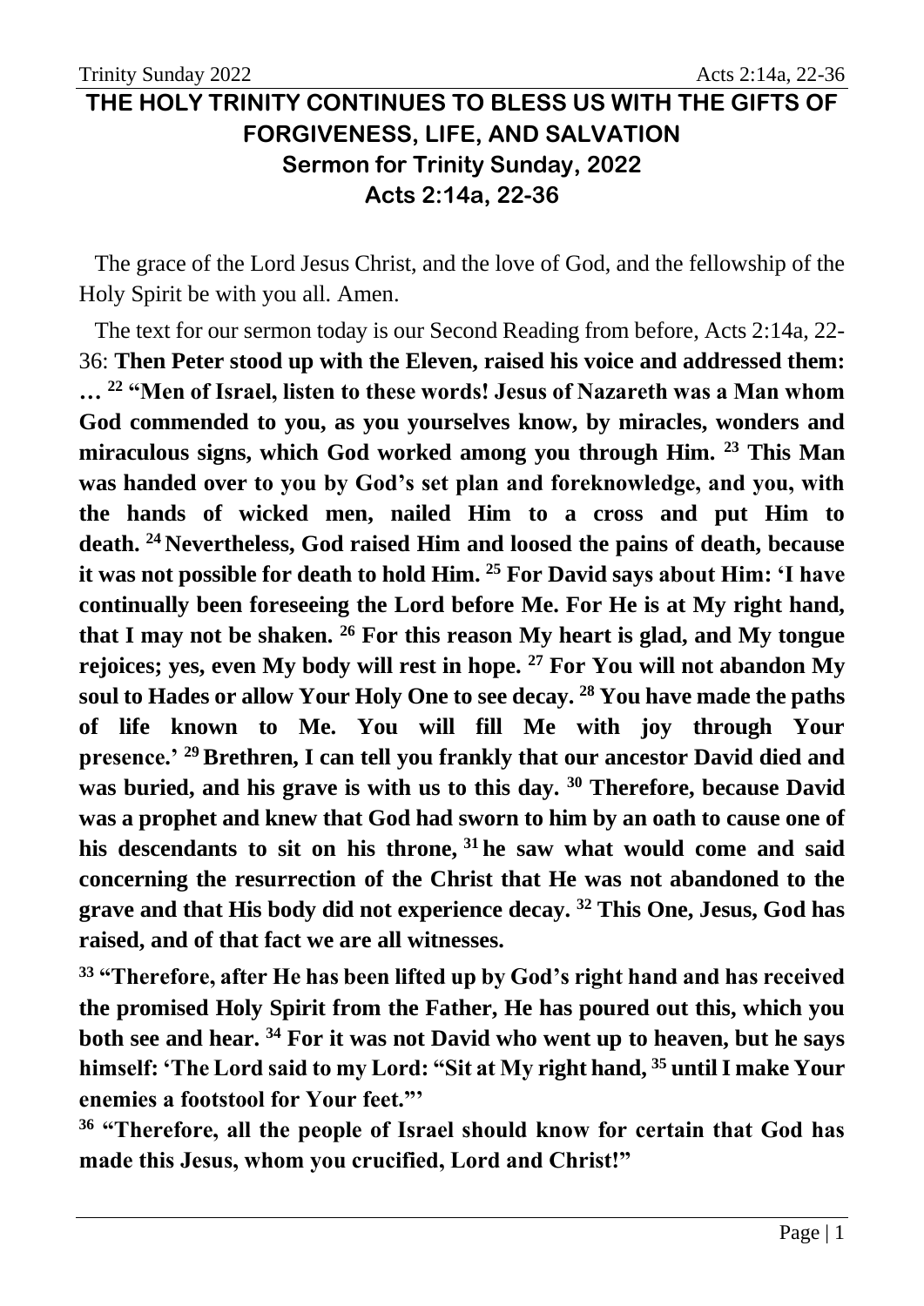# THE HOLY TRINITY CONTINUES TO BLESS US WITH THE GIFTS OF FORGIVENESS, LIFE, AND SALVATION

## Sermon for Trinity Sunday, 2022

## Acts 2:14a, 22-36

The grace of the Lord Jesus Christ, and the love of God, and the fellowship of the Holy Spirit be with you all. Amen.

The text for our sermon today is our Second Reading from before, Acts 2:14a, 22-36: **Then Peter stood up with the Eleven, raised his voice and addressed them: … [22] "Men of Israel, listen to these words! Jesus of Nazareth was a Man whom God commended to you, as you yourselves know, by miracles, wonders and miraculous signs, which God worked among you through Him. [23] This Man was handed over to you by God's set plan and foreknowledge, and you, with the hands of wicked men, nailed Him to a cross and put Him to death. [24] Nevertheless, God raised Him and loosed the pains of death, because it was not possible for death to hold Him. [25] For David says about Him: 'I have continually been foreseeing the Lord before Me. For He is at My right hand, that I may not be shaken. [26] For this reason My heart is glad, and My tongue rejoices; yes, even My body will rest in hope. [27] For You will not abandon My soul to Hades or allow Your Holy One to see decay. [28] You have made the paths of life known to Me. You will fill Me with joy through Your presence.' [29] Brethren, I can tell you frankly that our ancestor David died and was buried, and his grave is with us to this day. [30] Therefore, because David was a prophet and knew that God had sworn to him by an oath to cause one of his descendants to sit on his throne, [31] he saw what would come and said concerning the resurrection of the Christ that He was not abandoned to the grave and that His body did not experience decay. [32] This One, Jesus, God has raised, and of that fact we are all witnesses.**

**[33] "Therefore, after He has been lifted up by God's right hand and has received the promised Holy Spirit from the Father, He has poured out this, which you both see and hear. [34] For it was not David who went up to heaven, but he says himself: 'The Lord said to my Lord: "Sit at My right hand, [35] until I make Your enemies a footstool for Your feet."'**

**[36] "Therefore, all the people of Israel should know for certain that God has made this Jesus, whom you crucified, Lord and Christ!"**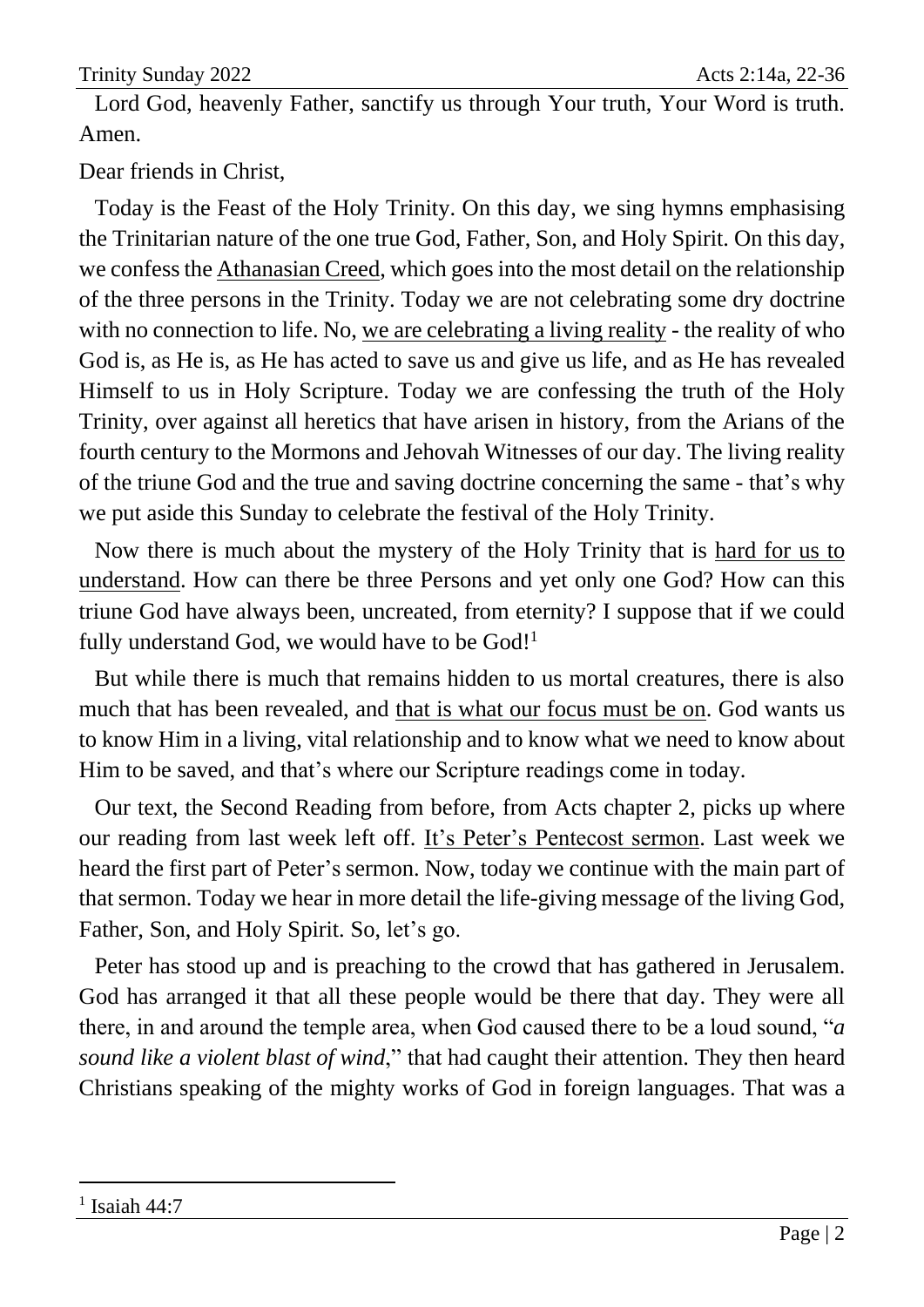Lord God, heavenly Father, sanctify us through Your truth, Your Word is truth. Amen.

Dear friends in Christ,

Today is the Feast of the Holy Trinity. On this day, we sing hymns emphasising the Trinitarian nature of the one true God, Father, Son, and Holy Spirit. On this day, we confess the Athanasian Creed, which goes into the most detail on the relationship of the three persons in the Trinity. Today we are not celebrating some dry doctrine with no connection to life. No, we are celebrating a living reality - the reality of who God is, as He is, as He has acted to save us and give us life, and as He has revealed Himself to us in Holy Scripture. Today we are confessing the truth of the Holy Trinity, over against all heretics that have arisen in history, from the Arians of the fourth century to the Mormons and Jehovah Witnesses of our day. The living reality of the triune God and the true and saving doctrine concerning the same - that's why we put aside this Sunday to celebrate the festival of the Holy Trinity.

Now there is much about the mystery of the Holy Trinity that is hard for us to understand. How can there be three Persons and yet only one God? How can this triune God have always been, uncreated, from eternity? I suppose that if we could fully understand God, we would have to be God![1]

But while there is much that remains hidden to us mortal creatures, there is also much that has been revealed, and that is what our focus must be on. God wants us to know Him in a living, vital relationship and to know what we need to know about Him to be saved, and that's where our Scripture readings come in today.

Our text, the Second Reading from before, from Acts chapter 2, picks up where our reading from last week left off. It's Peter's Pentecost sermon. Last week we heard the first part of Peter's sermon. Now, today we continue with the main part of that sermon. Today we hear in more detail the life-giving message of the living God, Father, Son, and Holy Spirit. So, let's go.

Peter has stood up and is preaching to the crowd that has gathered in Jerusalem. God has arranged it that all these people would be there that day. They were all there, in and around the temple area, when God caused there to be a loud sound, "*a sound like a violent blast of wind*," that had caught their attention. They then heard Christians speaking of the mighty works of God in foreign languages. That was a

[1] Isaiah 44:7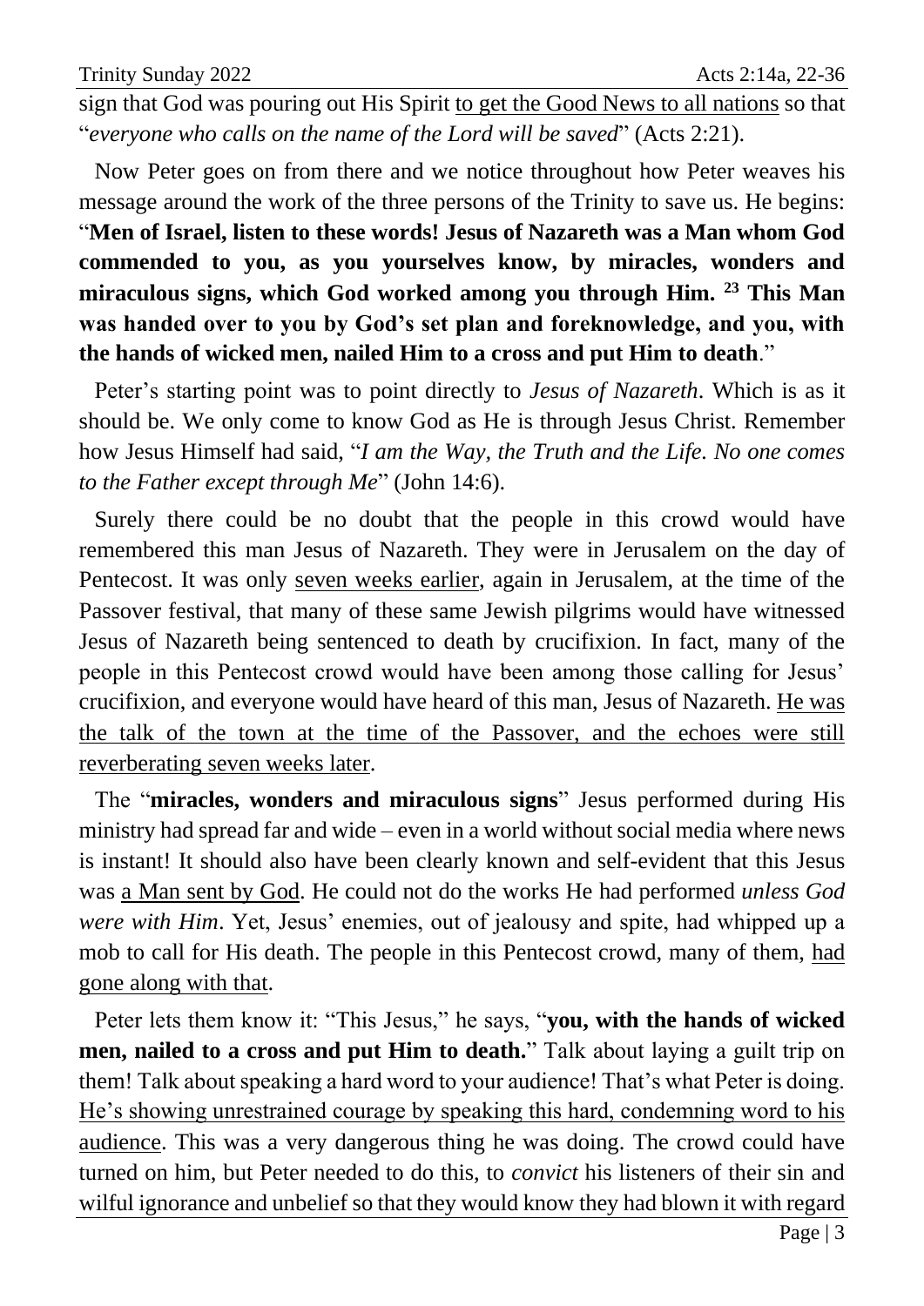sign that God was pouring out His Spirit <u>to get the Good News to all nations</u> so that "*everyone who calls on the name of the Lord will be saved*" (Acts 2:21).

Now Peter goes on from there and we notice throughout how Peter weaves his message around the work of the three persons of the Trinity to save us. He begins: "**Men of Israel, listen to these words! Jesus of Nazareth was a Man whom God commended to you, as you yourselves know, by miracles, wonders and miraculous signs, which God worked among you through Him. [23] This Man was handed over to you by God's set plan and foreknowledge, and you, with the hands of wicked men, nailed Him to a cross and put Him to death**."

Peter's starting point was to point directly to *Jesus of Nazareth*. Which is as it should be. We only come to know God as He is through Jesus Christ. Remember how Jesus Himself had said, "*I am the Way, the Truth and the Life. No one comes to the Father except through Me*" (John 14:6).

Surely there could be no doubt that the people in this crowd would have remembered this man Jesus of Nazareth. They were in Jerusalem on the day of Pentecost. It was only <u>seven weeks earlier</u>, again in Jerusalem, at the time of the Passover festival, that many of these same Jewish pilgrims would have witnessed Jesus of Nazareth being sentenced to death by crucifixion. In fact, many of the people in this Pentecost crowd would have been among those calling for Jesus' crucifixion, and everyone would have heard of this man, Jesus of Nazareth. <u>He was the talk of the town at the time of the Passover, and the echoes were still reverberating seven weeks later</u>.

The "**miracles, wonders and miraculous signs**" Jesus performed during His ministry had spread far and wide – even in a world without social media where news is instant! It should also have been clearly known and self-evident that this Jesus was <u>a Man sent by God</u>. He could not do the works He had performed *unless God were with Him*. Yet, Jesus' enemies, out of jealousy and spite, had whipped up a mob to call for His death. The people in this Pentecost crowd, many of them, <u>had gone along with that</u>.

Peter lets them know it: "This Jesus," he says, "**you, with the hands of wicked men, nailed to a cross and put Him to death.**" Talk about laying a guilt trip on them! Talk about speaking a hard word to your audience! That's what Peter is doing. <u>He's showing unrestrained courage by speaking this hard, condemning word to his audience</u>. This was a very dangerous thing he was doing. The crowd could have turned on him, but Peter needed to do this, to *convict* his listeners of their sin and wilful ignorance and unbelief so that they would know they had blown it with regard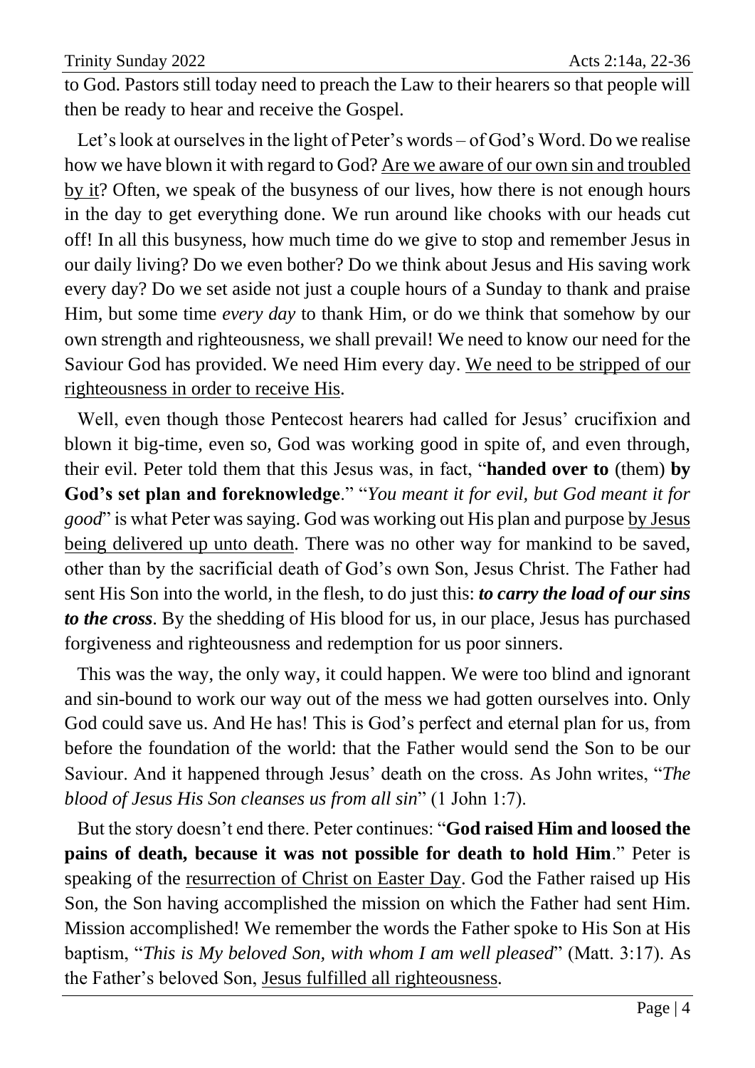to God. Pastors still today need to preach the Law to their hearers so that people will then be ready to hear and receive the Gospel.

Let's look at ourselves in the light of Peter's words – of God's Word. Do we realise how we have blown it with regard to God? <u>Are we aware of our own sin and troubled by it</u>? Often, we speak of the busyness of our lives, how there is not enough hours in the day to get everything done. We run around like chooks with our heads cut off! In all this busyness, how much time do we give to stop and remember Jesus in our daily living? Do we even bother? Do we think about Jesus and His saving work every day? Do we set aside not just a couple hours of a Sunday to thank and praise Him, but some time *every day* to thank Him, or do we think that somehow by our own strength and righteousness, we shall prevail! We need to know our need for the Saviour God has provided. We need Him every day. <u>We need to be stripped of our righteousness in order to receive His</u>.

Well, even though those Pentecost hearers had called for Jesus' crucifixion and blown it big-time, even so, God was working good in spite of, and even through, their evil. Peter told them that this Jesus was, in fact, "**handed over to** (them) **by God's set plan and foreknowledge**." "*You meant it for evil, but God meant it for good*" is what Peter was saying. God was working out His plan and purpose <u>by Jesus being delivered up unto death</u>. There was no other way for mankind to be saved, other than by the sacrificial death of God's own Son, Jesus Christ. The Father had sent His Son into the world, in the flesh, to do just this: ***to carry the load of our sins to the cross***. By the shedding of His blood for us, in our place, Jesus has purchased forgiveness and righteousness and redemption for us poor sinners.

This was the way, the only way, it could happen. We were too blind and ignorant and sin-bound to work our way out of the mess we had gotten ourselves into. Only God could save us. And He has! This is God's perfect and eternal plan for us, from before the foundation of the world: that the Father would send the Son to be our Saviour. And it happened through Jesus' death on the cross. As John writes, "*The blood of Jesus His Son cleanses us from all sin*" (1 John 1:7).

But the story doesn't end there. Peter continues: "**God raised Him and loosed the pains of death, because it was not possible for death to hold Him**." Peter is speaking of the <u>resurrection of Christ on Easter Day</u>. God the Father raised up His Son, the Son having accomplished the mission on which the Father had sent Him. Mission accomplished! We remember the words the Father spoke to His Son at His baptism, "*This is My beloved Son, with whom I am well pleased*" (Matt. 3:17). As the Father's beloved Son, <u>Jesus fulfilled all righteousness</u>.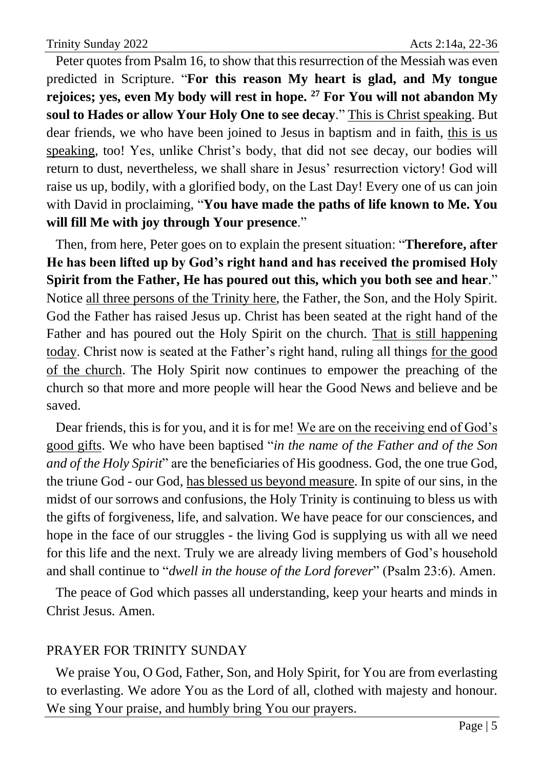Peter quotes from Psalm 16, to show that this resurrection of the Messiah was even predicted in Scripture. "**For this reason My heart is glad, and My tongue rejoices; yes, even My body will rest in hope. [27] For You will not abandon My soul to Hades or allow Your Holy One to see decay**." <u>This is Christ speaking</u>. But dear friends, we who have been joined to Jesus in baptism and in faith, <u>this is us speaking</u>, too! Yes, unlike Christ's body, that did not see decay, our bodies will return to dust, nevertheless, we shall share in Jesus' resurrection victory! God will raise us up, bodily, with a glorified body, on the Last Day! Every one of us can join with David in proclaiming, "**You have made the paths of life known to Me. You will fill Me with joy through Your presence**."

Then, from here, Peter goes on to explain the present situation: "**Therefore, after He has been lifted up by God's right hand and has received the promised Holy Spirit from the Father, He has poured out this, which you both see and hear**." Notice <u>all three persons of the Trinity here</u>, the Father, the Son, and the Holy Spirit. God the Father has raised Jesus up. Christ has been seated at the right hand of the Father and has poured out the Holy Spirit on the church. <u>That is still happening today</u>. Christ now is seated at the Father's right hand, ruling all things <u>for the good of the church</u>. The Holy Spirit now continues to empower the preaching of the church so that more and more people will hear the Good News and believe and be saved.

Dear friends, this is for you, and it is for me! <u>We are on the receiving end of God's good gifts</u>. We who have been baptised "*in the name of the Father and of the Son and of the Holy Spirit*" are the beneficiaries of His goodness. God, the one true God, the triune God - our God, <u>has blessed us beyond measure</u>. In spite of our sins, in the midst of our sorrows and confusions, the Holy Trinity is continuing to bless us with the gifts of forgiveness, life, and salvation. We have peace for our consciences, and hope in the face of our struggles - the living God is supplying us with all we need for this life and the next. Truly we are already living members of God's household and shall continue to "*dwell in the house of the Lord forever*" (Psalm 23:6). Amen.

The peace of God which passes all understanding, keep your hearts and minds in Christ Jesus. Amen.

## PRAYER FOR TRINITY SUNDAY

We praise You, O God, Father, Son, and Holy Spirit, for You are from everlasting to everlasting. We adore You as the Lord of all, clothed with majesty and honour. We sing Your praise, and humbly bring You our prayers.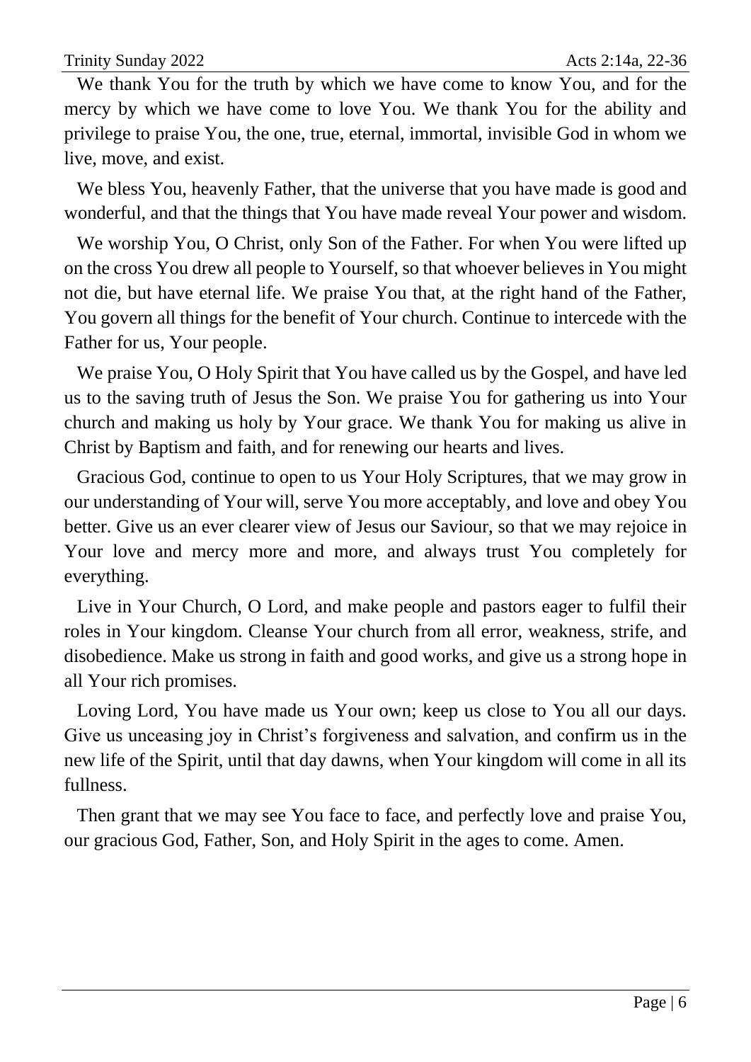We thank You for the truth by which we have come to know You, and for the mercy by which we have come to love You. We thank You for the ability and privilege to praise You, the one, true, eternal, immortal, invisible God in whom we live, move, and exist.

We bless You, heavenly Father, that the universe that you have made is good and wonderful, and that the things that You have made reveal Your power and wisdom.

We worship You, O Christ, only Son of the Father. For when You were lifted up on the cross You drew all people to Yourself, so that whoever believes in You might not die, but have eternal life. We praise You that, at the right hand of the Father, You govern all things for the benefit of Your church. Continue to intercede with the Father for us, Your people.

We praise You, O Holy Spirit that You have called us by the Gospel, and have led us to the saving truth of Jesus the Son. We praise You for gathering us into Your church and making us holy by Your grace. We thank You for making us alive in Christ by Baptism and faith, and for renewing our hearts and lives.

Gracious God, continue to open to us Your Holy Scriptures, that we may grow in our understanding of Your will, serve You more acceptably, and love and obey You better. Give us an ever clearer view of Jesus our Saviour, so that we may rejoice in Your love and mercy more and more, and always trust You completely for everything.

Live in Your Church, O Lord, and make people and pastors eager to fulfil their roles in Your kingdom. Cleanse Your church from all error, weakness, strife, and disobedience. Make us strong in faith and good works, and give us a strong hope in all Your rich promises.

Loving Lord, You have made us Your own; keep us close to You all our days. Give us unceasing joy in Christ's forgiveness and salvation, and confirm us in the new life of the Spirit, until that day dawns, when Your kingdom will come in all its fullness.

Then grant that we may see You face to face, and perfectly love and praise You, our gracious God, Father, Son, and Holy Spirit in the ages to come. Amen.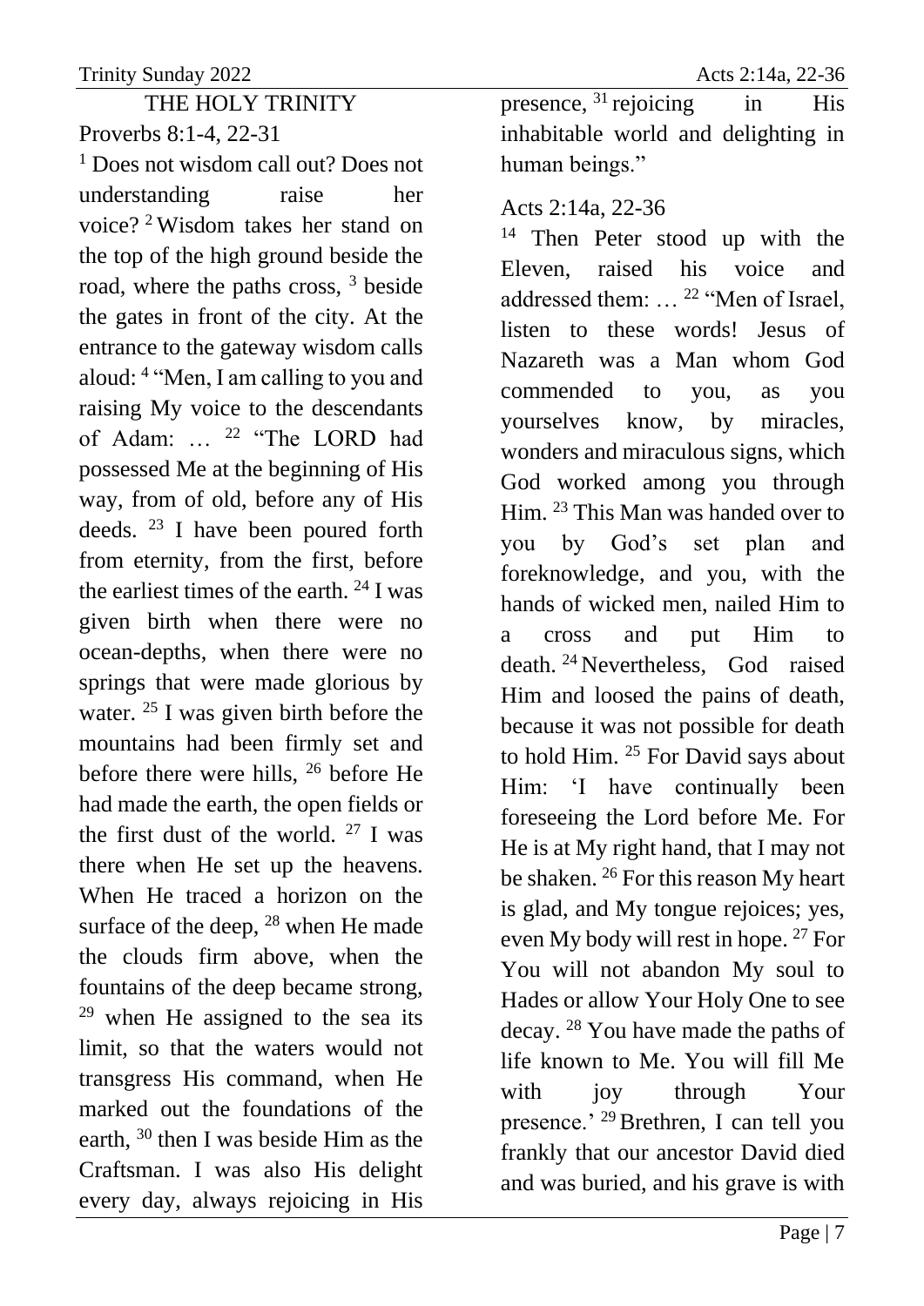## THE HOLY TRINITY

Proverbs 8:1-4, 22-31

[1] Does not wisdom call out? Does not understanding raise her voice? [2] Wisdom takes her stand on the top of the high ground beside the road, where the paths cross, [3] beside the gates in front of the city. At the entrance to the gateway wisdom calls aloud: [4] "Men, I am calling to you and raising My voice to the descendants of Adam: … [22] "The LORD had possessed Me at the beginning of His way, from of old, before any of His deeds. [23] I have been poured forth from eternity, from the first, before the earliest times of the earth. [24] I was given birth when there were no ocean-depths, when there were no springs that were made glorious by water. [25] I was given birth before the mountains had been firmly set and before there were hills, [26] before He had made the earth, the open fields or the first dust of the world. [27] I was there when He set up the heavens. When He traced a horizon on the surface of the deep, [28] when He made the clouds firm above, when the fountains of the deep became strong, [29] when He assigned to the sea its limit, so that the waters would not transgress His command, when He marked out the foundations of the earth, [30] then I was beside Him as the Craftsman. I was also His delight every day, always rejoicing in His presence, [31] rejoicing in His inhabitable world and delighting in human beings."

Acts 2:14a, 22-36

[14] Then Peter stood up with the Eleven, raised his voice and addressed them: … [22] "Men of Israel, listen to these words! Jesus of Nazareth was a Man whom God commended to you, as you yourselves know, by miracles, wonders and miraculous signs, which God worked among you through Him. [23] This Man was handed over to you by God's set plan and foreknowledge, and you, with the hands of wicked men, nailed Him to a cross and put Him to death. [24] Nevertheless, God raised Him and loosed the pains of death, because it was not possible for death to hold Him. [25] For David says about Him: 'I have continually been foreseeing the Lord before Me. For He is at My right hand, that I may not be shaken. [26] For this reason My heart is glad, and My tongue rejoices; yes, even My body will rest in hope. [27] For You will not abandon My soul to Hades or allow Your Holy One to see decay. [28] You have made the paths of life known to Me. You will fill Me with joy through Your presence.' [29] Brethren, I can tell you frankly that our ancestor David died and was buried, and his grave is with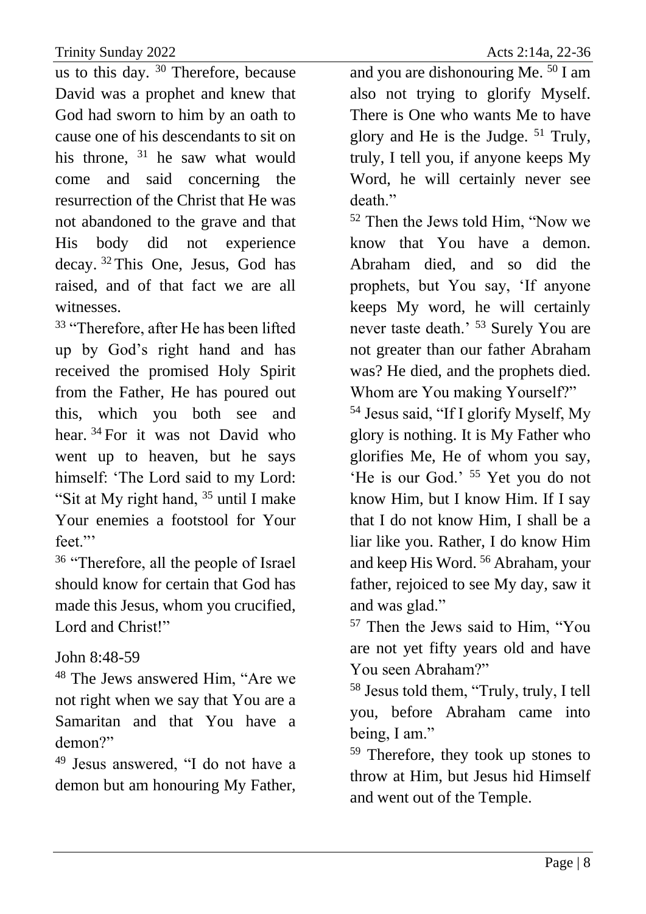us to this day. [30] Therefore, because David was a prophet and knew that God had sworn to him by an oath to cause one of his descendants to sit on his throne, [31] he saw what would come and said concerning the resurrection of the Christ that He was not abandoned to the grave and that His body did not experience decay. [32] This One, Jesus, God has raised, and of that fact we are all witnesses.

[33] "Therefore, after He has been lifted up by God's right hand and has received the promised Holy Spirit from the Father, He has poured out this, which you both see and hear. [34] For it was not David who went up to heaven, but he says himself: 'The Lord said to my Lord: "Sit at My right hand, [35] until I make Your enemies a footstool for Your feet."'

[36] "Therefore, all the people of Israel should know for certain that God has made this Jesus, whom you crucified, Lord and Christ!"

John 8:48-59

[48] The Jews answered Him, "Are we not right when we say that You are a Samaritan and that You have a demon?"

[49] Jesus answered, "I do not have a demon but am honouring My Father, and you are dishonouring Me. [50] I am also not trying to glorify Myself. There is One who wants Me to have glory and He is the Judge. [51] Truly, truly, I tell you, if anyone keeps My Word, he will certainly never see death."

[52] Then the Jews told Him, "Now we know that You have a demon. Abraham died, and so did the prophets, but You say, 'If anyone keeps My word, he will certainly never taste death.' [53] Surely You are not greater than our father Abraham was? He died, and the prophets died. Whom are You making Yourself?"

[54] Jesus said, "If I glorify Myself, My glory is nothing. It is My Father who glorifies Me, He of whom you say, 'He is our God.' [55] Yet you do not know Him, but I know Him. If I say that I do not know Him, I shall be a liar like you. Rather, I do know Him and keep His Word. [56] Abraham, your father, rejoiced to see My day, saw it and was glad."

[57] Then the Jews said to Him, "You are not yet fifty years old and have You seen Abraham?"

[58] Jesus told them, "Truly, truly, I tell you, before Abraham came into being, I am."

[59] Therefore, they took up stones to throw at Him, but Jesus hid Himself and went out of the Temple.